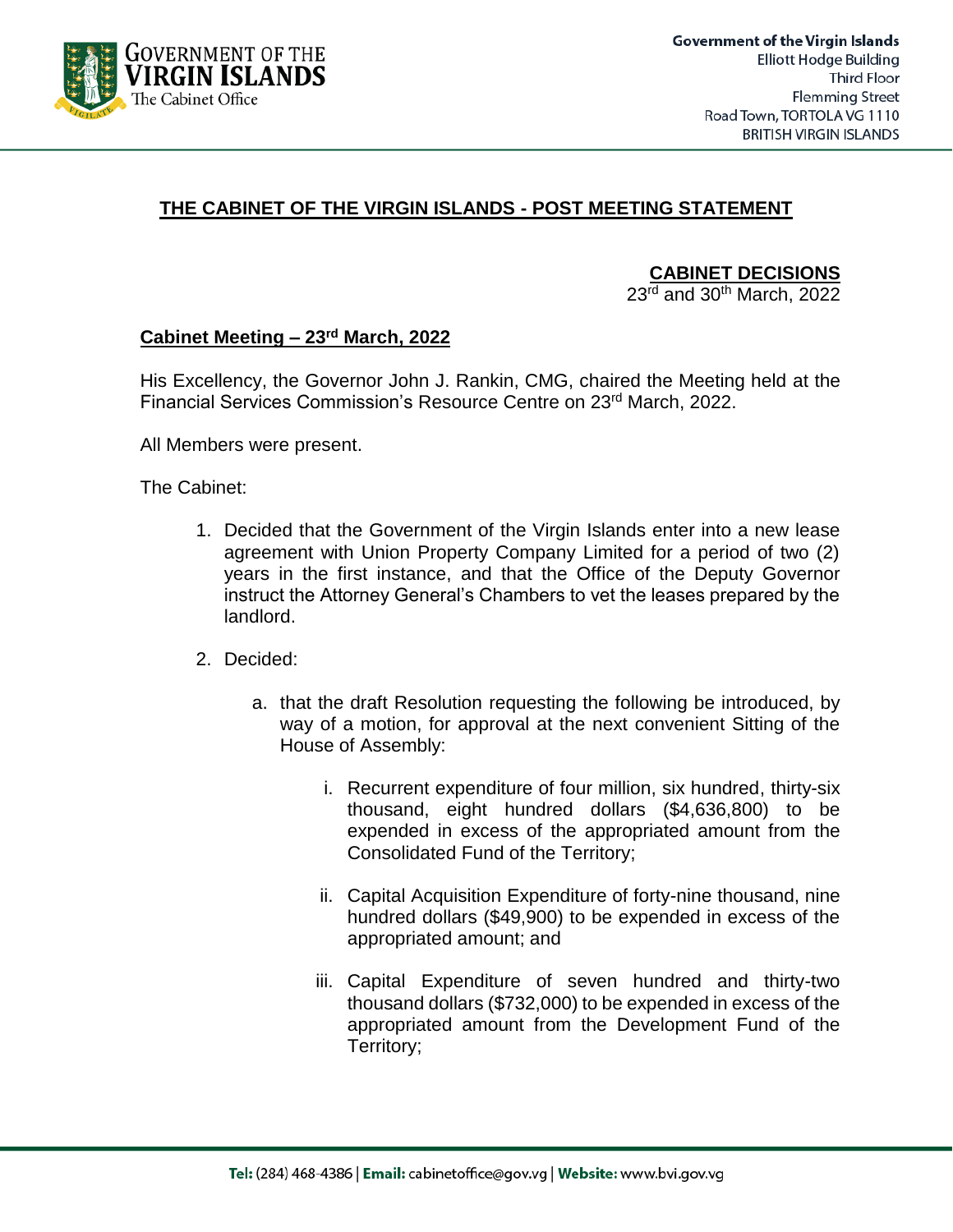# THE CABINET OF THE VIRGIN ISLANDS - POST MEETING STATEMENT

**CABINET DECISIONS**
23rd and 30th March, 2022

## Cabinet Meeting – 23rd March, 2022

His Excellency, the Governor John J. Rankin, CMG, chaired the Meeting held at the Financial Services Commission's Resource Centre on 23rd March, 2022.

All Members were present.

The Cabinet:

1. Decided that the Government of the Virgin Islands enter into a new lease agreement with Union Property Company Limited for a period of two (2) years in the first instance, and that the Office of the Deputy Governor instruct the Attorney General's Chambers to vet the leases prepared by the landlord.

2. Decided:

    a. that the draft Resolution requesting the following be introduced, by way of a motion, for approval at the next convenient Sitting of the House of Assembly:

        i. Recurrent expenditure of four million, six hundred, thirty-six thousand, eight hundred dollars ($4,636,800) to be expended in excess of the appropriated amount from the Consolidated Fund of the Territory;

        ii. Capital Acquisition Expenditure of forty-nine thousand, nine hundred dollars ($49,900) to be expended in excess of the appropriated amount; and

        iii. Capital Expenditure of seven hundred and thirty-two thousand dollars ($732,000) to be expended in excess of the appropriated amount from the Development Fund of the Territory;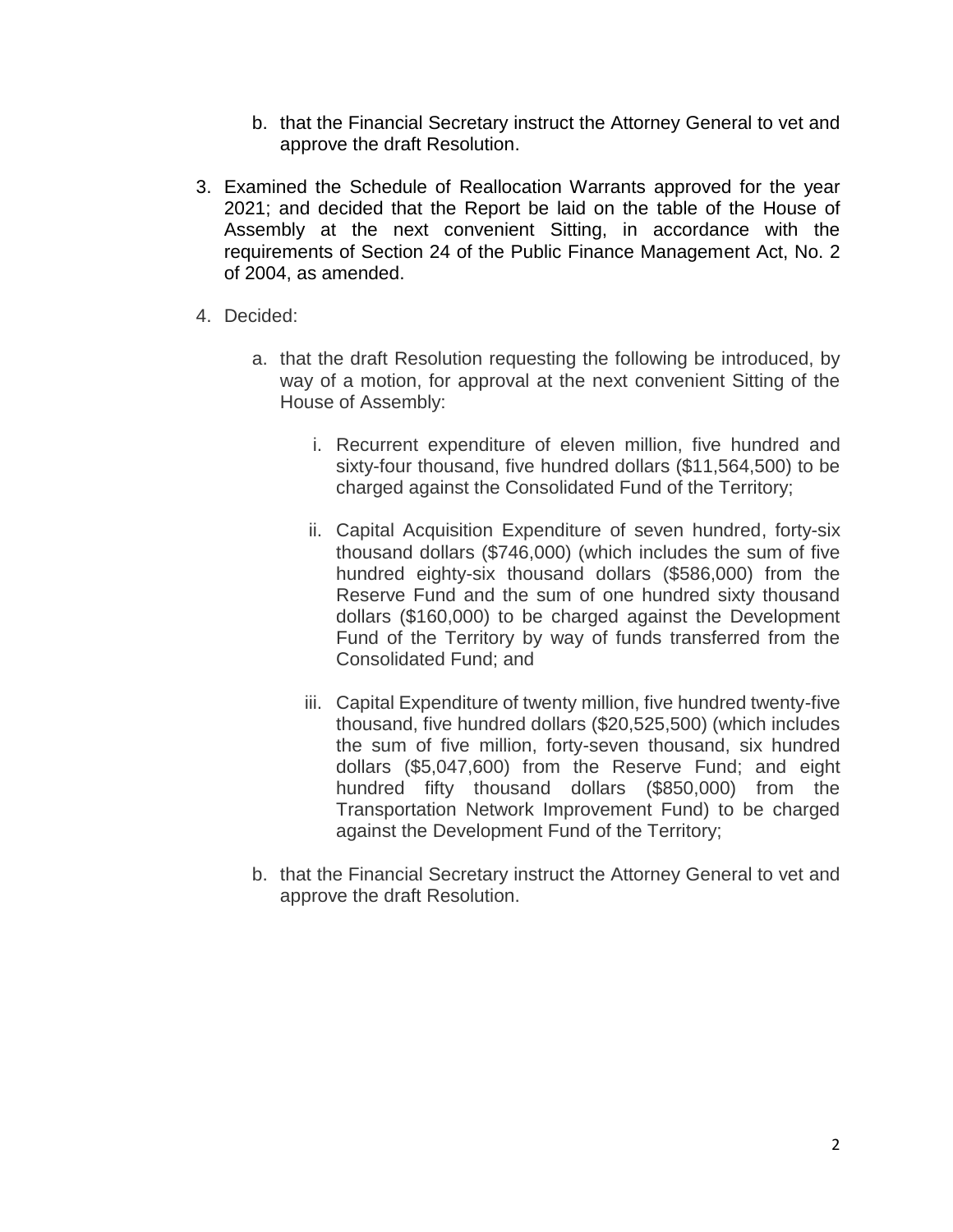b. that the Financial Secretary instruct the Attorney General to vet and approve the draft Resolution.

3. Examined the Schedule of Reallocation Warrants approved for the year 2021; and decided that the Report be laid on the table of the House of Assembly at the next convenient Sitting, in accordance with the requirements of Section 24 of the Public Finance Management Act, No. 2 of 2004, as amended.

4. Decided:

   a. that the draft Resolution requesting the following be introduced, by way of a motion, for approval at the next convenient Sitting of the House of Assembly:

      i. Recurrent expenditure of eleven million, five hundred and sixty-four thousand, five hundred dollars ($11,564,500) to be charged against the Consolidated Fund of the Territory;

      ii. Capital Acquisition Expenditure of seven hundred, forty-six thousand dollars ($746,000) (which includes the sum of five hundred eighty-six thousand dollars ($586,000) from the Reserve Fund and the sum of one hundred sixty thousand dollars ($160,000) to be charged against the Development Fund of the Territory by way of funds transferred from the Consolidated Fund; and

      iii. Capital Expenditure of twenty million, five hundred twenty-five thousand, five hundred dollars ($20,525,500) (which includes the sum of five million, forty-seven thousand, six hundred dollars ($5,047,600) from the Reserve Fund; and eight hundred fifty thousand dollars ($850,000) from the Transportation Network Improvement Fund) to be charged against the Development Fund of the Territory;

   b. that the Financial Secretary instruct the Attorney General to vet and approve the draft Resolution.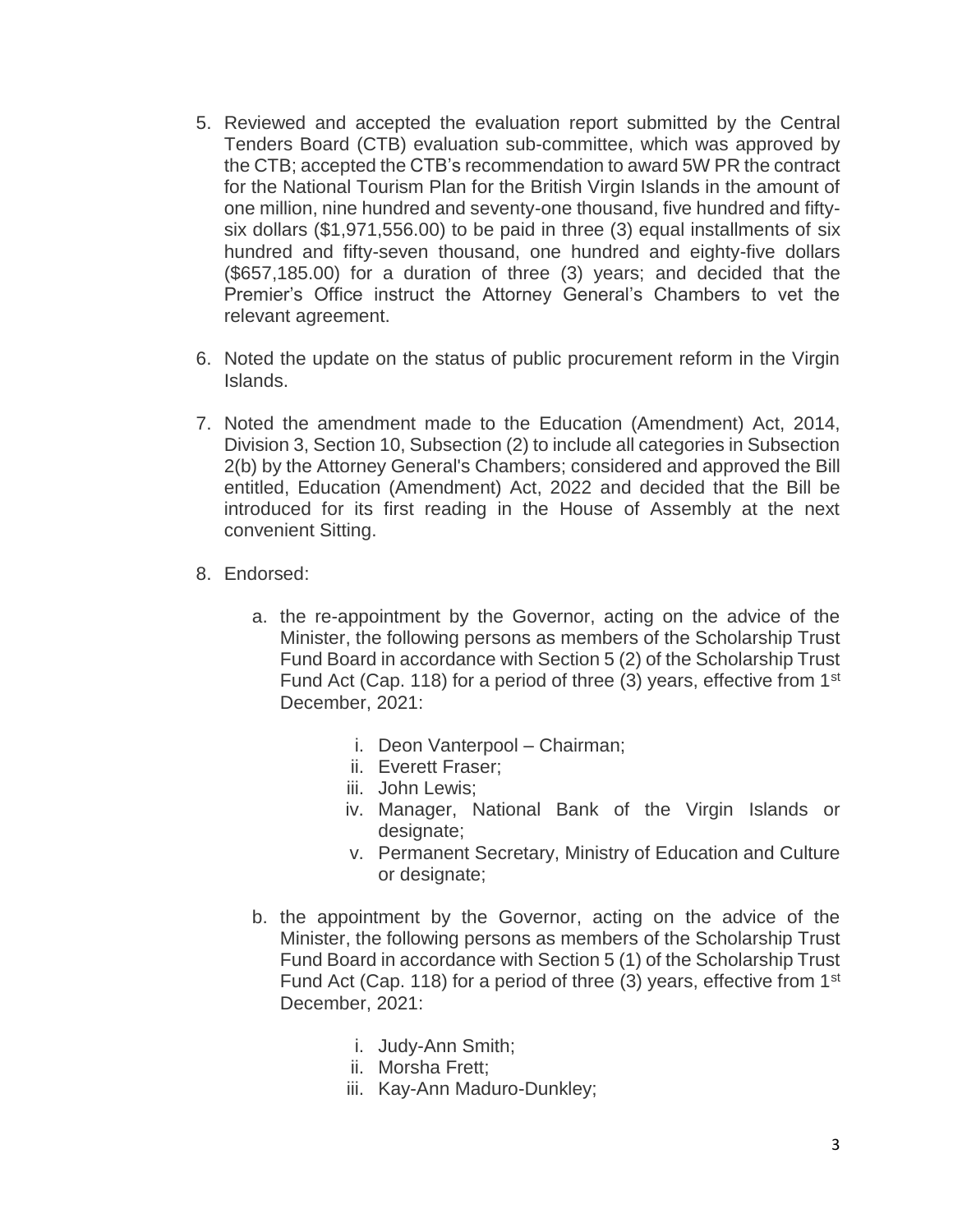5. Reviewed and accepted the evaluation report submitted by the Central Tenders Board (CTB) evaluation sub-committee, which was approved by the CTB; accepted the CTB's recommendation to award 5W PR the contract for the National Tourism Plan for the British Virgin Islands in the amount of one million, nine hundred and seventy-one thousand, five hundred and fifty-six dollars ($1,971,556.00) to be paid in three (3) equal installments of six hundred and fifty-seven thousand, one hundred and eighty-five dollars ($657,185.00) for a duration of three (3) years; and decided that the Premier's Office instruct the Attorney General's Chambers to vet the relevant agreement.

6. Noted the update on the status of public procurement reform in the Virgin Islands.

7. Noted the amendment made to the Education (Amendment) Act, 2014, Division 3, Section 10, Subsection (2) to include all categories in Subsection 2(b) by the Attorney General's Chambers; considered and approved the Bill entitled, Education (Amendment) Act, 2022 and decided that the Bill be introduced for its first reading in the House of Assembly at the next convenient Sitting.

8. Endorsed:

   a. the re-appointment by the Governor, acting on the advice of the Minister, the following persons as members of the Scholarship Trust Fund Board in accordance with Section 5 (2) of the Scholarship Trust Fund Act (Cap. 118) for a period of three (3) years, effective from 1st December, 2021:

      i. Deon Vanterpool – Chairman;
      ii. Everett Fraser;
      iii. John Lewis;
      iv. Manager, National Bank of the Virgin Islands or designate;
      v. Permanent Secretary, Ministry of Education and Culture or designate;

   b. the appointment by the Governor, acting on the advice of the Minister, the following persons as members of the Scholarship Trust Fund Board in accordance with Section 5 (1) of the Scholarship Trust Fund Act (Cap. 118) for a period of three (3) years, effective from 1st December, 2021:

      i. Judy-Ann Smith;
      ii. Morsha Frett;
      iii. Kay-Ann Maduro-Dunkley;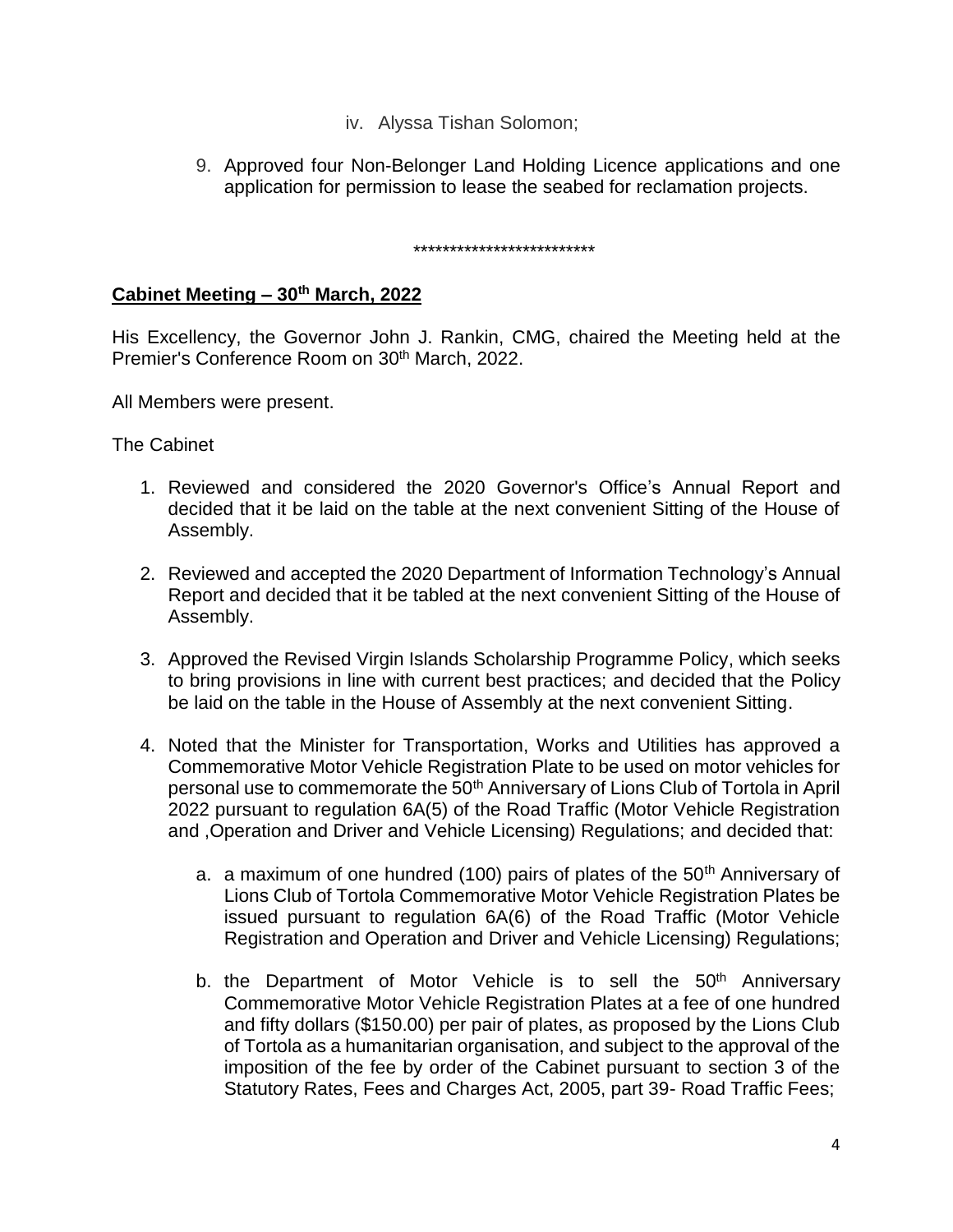iv. Alyssa Tishan Solomon;

9. Approved four Non-Belonger Land Holding Licence applications and one application for permission to lease the seabed for reclamation projects.

*************************

## Cabinet Meeting – 30th March, 2022

His Excellency, the Governor John J. Rankin, CMG, chaired the Meeting held at the Premier's Conference Room on 30th March, 2022.

All Members were present.

The Cabinet

1. Reviewed and considered the 2020 Governor's Office's Annual Report and decided that it be laid on the table at the next convenient Sitting of the House of Assembly.

2. Reviewed and accepted the 2020 Department of Information Technology's Annual Report and decided that it be tabled at the next convenient Sitting of the House of Assembly.

3. Approved the Revised Virgin Islands Scholarship Programme Policy, which seeks to bring provisions in line with current best practices; and decided that the Policy be laid on the table in the House of Assembly at the next convenient Sitting.

4. Noted that the Minister for Transportation, Works and Utilities has approved a Commemorative Motor Vehicle Registration Plate to be used on motor vehicles for personal use to commemorate the 50th Anniversary of Lions Club of Tortola in April 2022 pursuant to regulation 6A(5) of the Road Traffic (Motor Vehicle Registration and ,Operation and Driver and Vehicle Licensing) Regulations; and decided that:

    a. a maximum of one hundred (100) pairs of plates of the 50th Anniversary of Lions Club of Tortola Commemorative Motor Vehicle Registration Plates be issued pursuant to regulation 6A(6) of the Road Traffic (Motor Vehicle Registration and Operation and Driver and Vehicle Licensing) Regulations;

    b. the Department of Motor Vehicle is to sell the 50th Anniversary Commemorative Motor Vehicle Registration Plates at a fee of one hundred and fifty dollars ($150.00) per pair of plates, as proposed by the Lions Club of Tortola as a humanitarian organisation, and subject to the approval of the imposition of the fee by order of the Cabinet pursuant to section 3 of the Statutory Rates, Fees and Charges Act, 2005, part 39- Road Traffic Fees;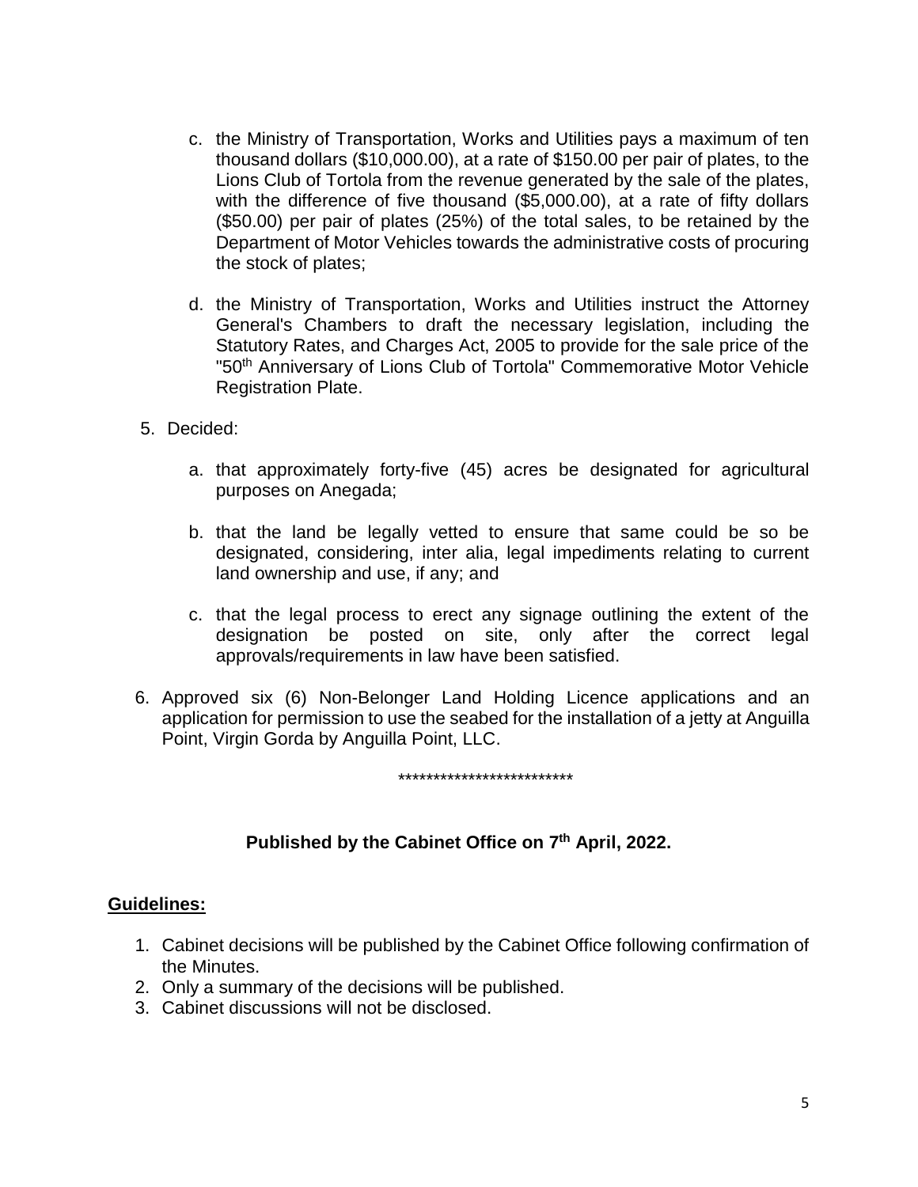c. the Ministry of Transportation, Works and Utilities pays a maximum of ten thousand dollars ($10,000.00), at a rate of $150.00 per pair of plates, to the Lions Club of Tortola from the revenue generated by the sale of the plates, with the difference of five thousand ($5,000.00), at a rate of fifty dollars ($50.00) per pair of plates (25%) of the total sales, to be retained by the Department of Motor Vehicles towards the administrative costs of procuring the stock of plates;

d. the Ministry of Transportation, Works and Utilities instruct the Attorney General's Chambers to draft the necessary legislation, including the Statutory Rates, and Charges Act, 2005 to provide for the sale price of the "50th Anniversary of Lions Club of Tortola" Commemorative Motor Vehicle Registration Plate.

5. Decided:

   a. that approximately forty-five (45) acres be designated for agricultural purposes on Anegada;

   b. that the land be legally vetted to ensure that same could be so be designated, considering, inter alia, legal impediments relating to current land ownership and use, if any; and

   c. that the legal process to erect any signage outlining the extent of the designation be posted on site, only after the correct legal approvals/requirements in law have been satisfied.

6. Approved six (6) Non-Belonger Land Holding Licence applications and an application for permission to use the seabed for the installation of a jetty at Anguilla Point, Virgin Gorda by Anguilla Point, LLC.

*************************

**Published by the Cabinet Office on 7th April, 2022.**

**Guidelines:**

1. Cabinet decisions will be published by the Cabinet Office following confirmation of the Minutes.
2. Only a summary of the decisions will be published.
3. Cabinet discussions will not be disclosed.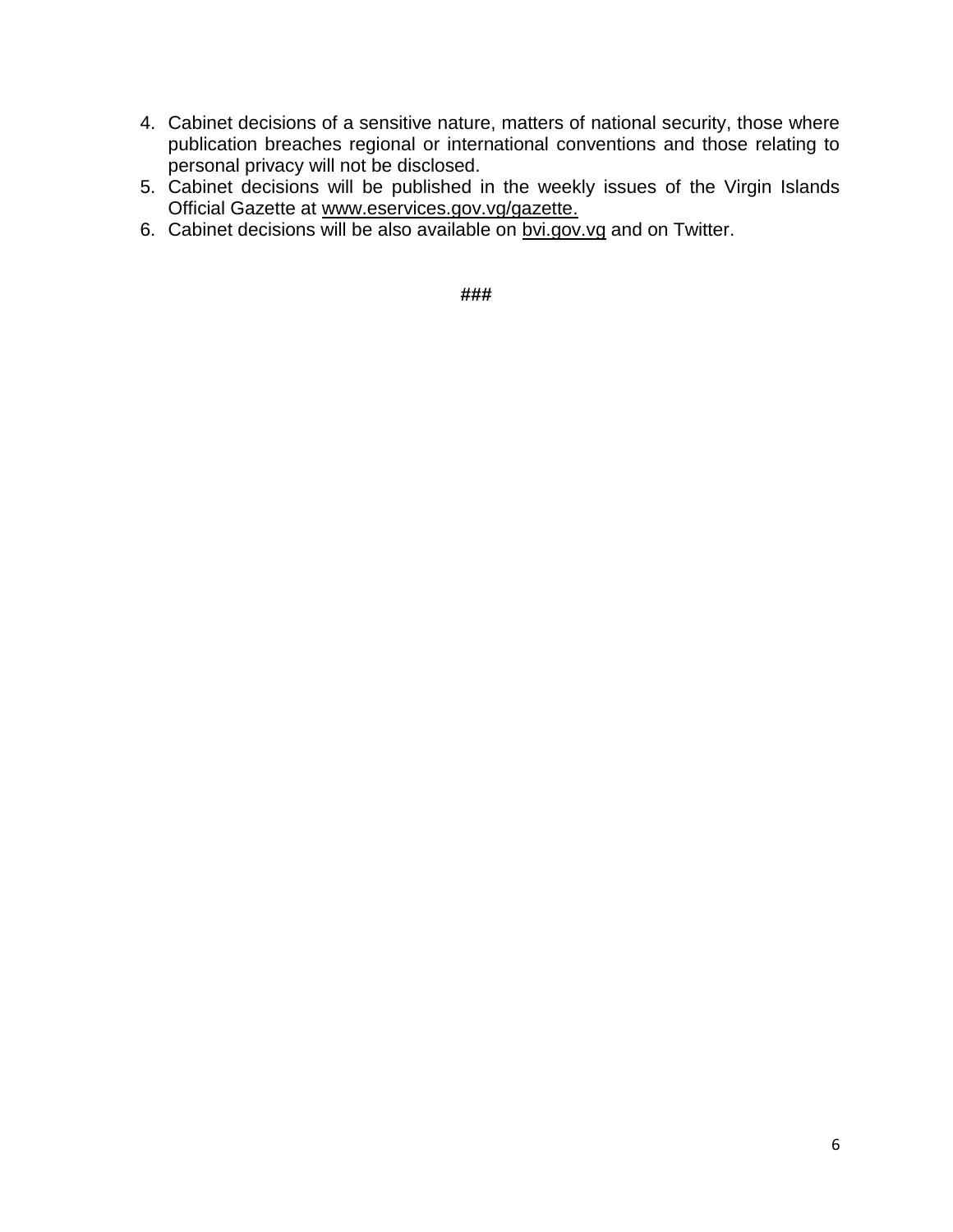4. Cabinet decisions of a sensitive nature, matters of national security, those where publication breaches regional or international conventions and those relating to personal privacy will not be disclosed.
5. Cabinet decisions will be published in the weekly issues of the Virgin Islands Official Gazette at www.eservices.gov.vg/gazette.
6. Cabinet decisions will be also available on bvi.gov.vg and on Twitter.

###